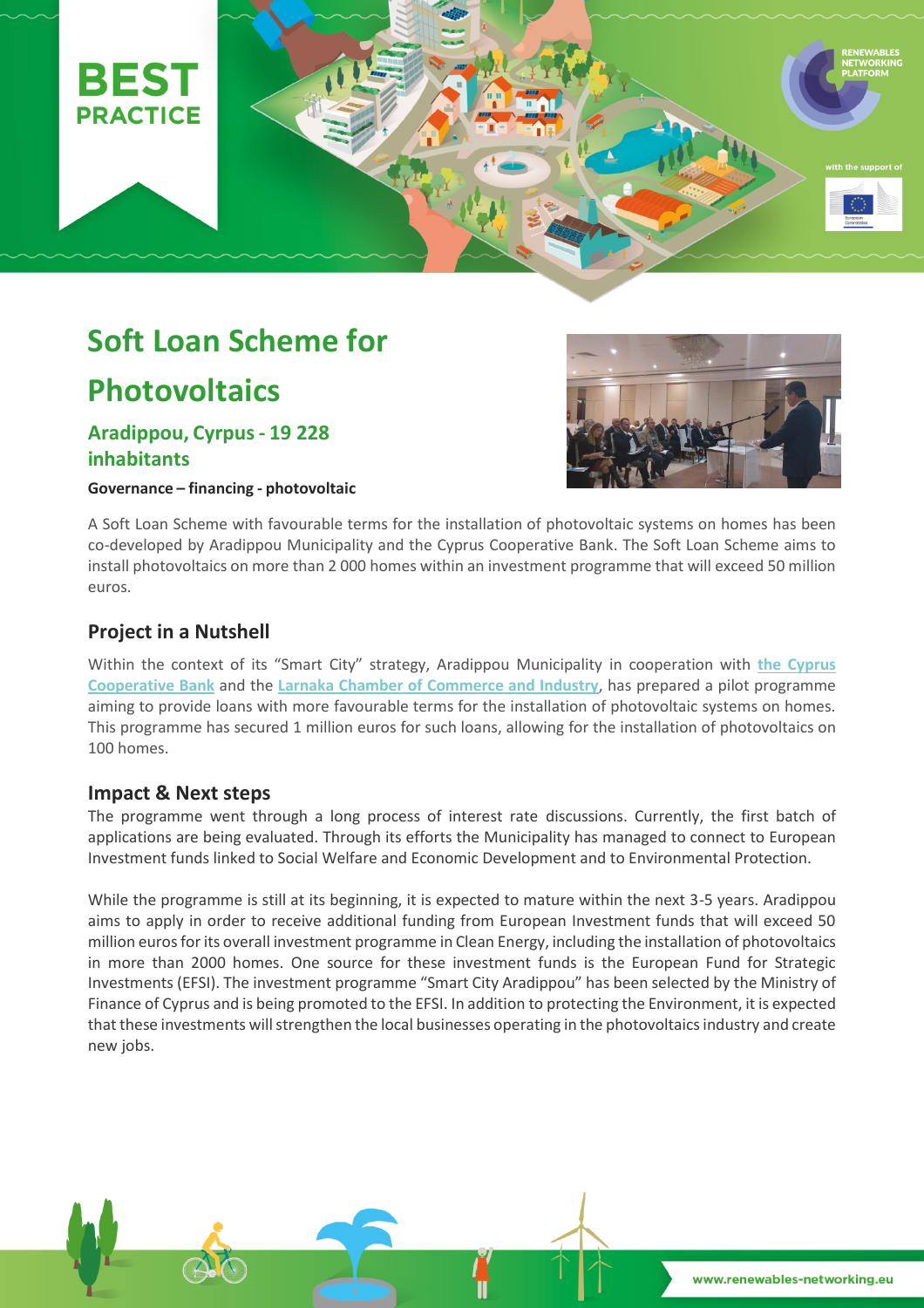BEST PRACTICE

# Soft Loan Scheme for Photovoltaics

## Aradippou, Cyprus - 19 228 inhabitants

**Governance – financing - photovoltaic**

A Soft Loan Scheme with favourable terms for the installation of photovoltaic systems on homes has been co-developed by Aradippou Municipality and the Cyprus Cooperative Bank. The Soft Loan Scheme aims to install photovoltaics on more than 2 000 homes within an investment programme that will exceed 50 million euros.

## Project in a Nutshell

Within the context of its "Smart City" strategy, Aradippou Municipality in cooperation with the Cyprus Cooperative Bank and the Larnaka Chamber of Commerce and Industry, has prepared a pilot programme aiming to provide loans with more favourable terms for the installation of photovoltaic systems on homes. This programme has secured 1 million euros for such loans, allowing for the installation of photovoltaics on 100 homes.

## Impact & Next steps

The programme went through a long process of interest rate discussions. Currently, the first batch of applications are being evaluated. Through its efforts the Municipality has managed to connect to European Investment funds linked to Social Welfare and Economic Development and to Environmental Protection.

While the programme is still at its beginning, it is expected to mature within the next 3-5 years. Aradippou aims to apply in order to receive additional funding from European Investment funds that will exceed 50 million euros for its overall investment programme in Clean Energy, including the installation of photovoltaics in more than 2000 homes. One source for these investment funds is the European Fund for Strategic Investments (EFSI). The investment programme "Smart City Aradippou" has been selected by the Ministry of Finance of Cyprus and is being promoted to the EFSI. In addition to protecting the Environment, it is expected that these investments will strengthen the local businesses operating in the photovoltaics industry and create new jobs.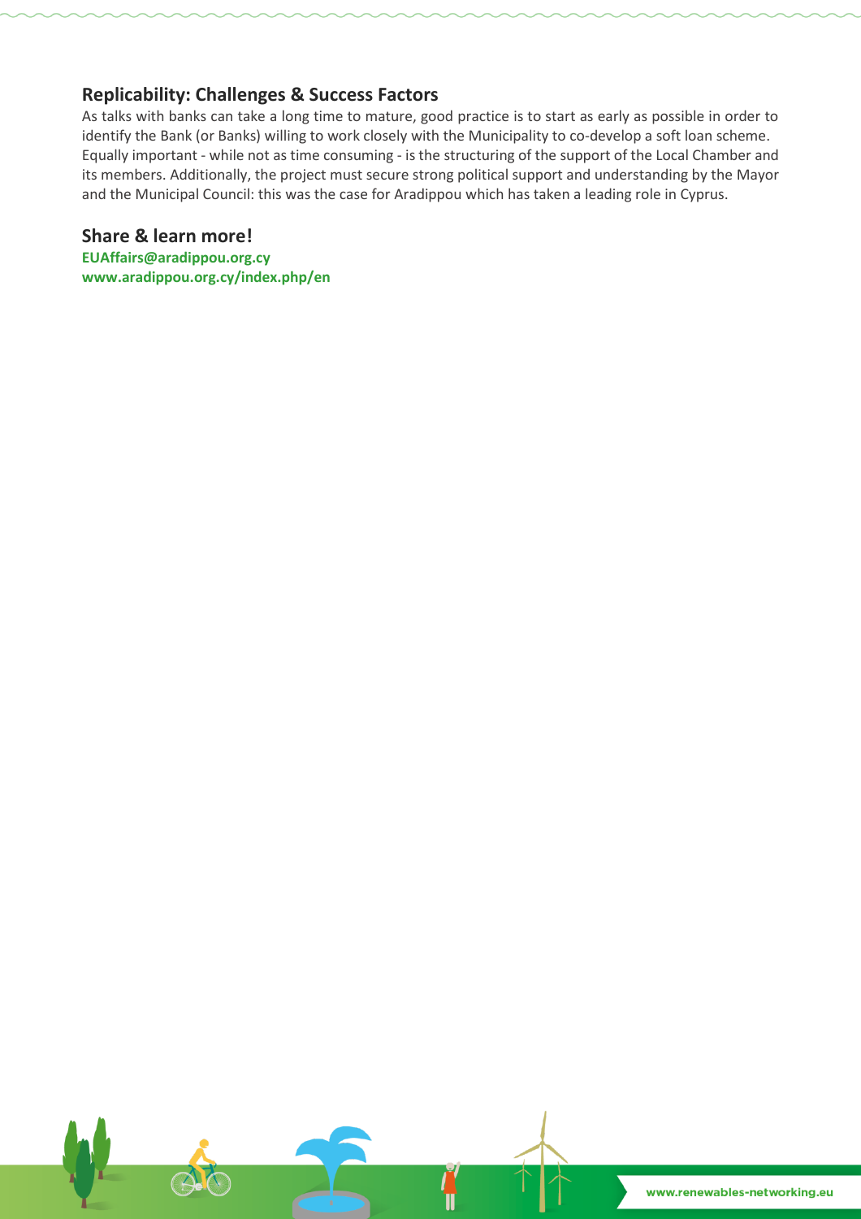## Replicability: Challenges & Success Factors

As talks with banks can take a long time to mature, good practice is to start as early as possible in order to identify the Bank (or Banks) willing to work closely with the Municipality to co-develop a soft loan scheme. Equally important - while not as time consuming - is the structuring of the support of the Local Chamber and its members. Additionally, the project must secure strong political support and understanding by the Mayor and the Municipal Council: this was the case for Aradippou which has taken a leading role in Cyprus.

## Share & learn more!

**EUAffairs@aradippou.org.cy**
**www.aradippou.org.cy/index.php/en**